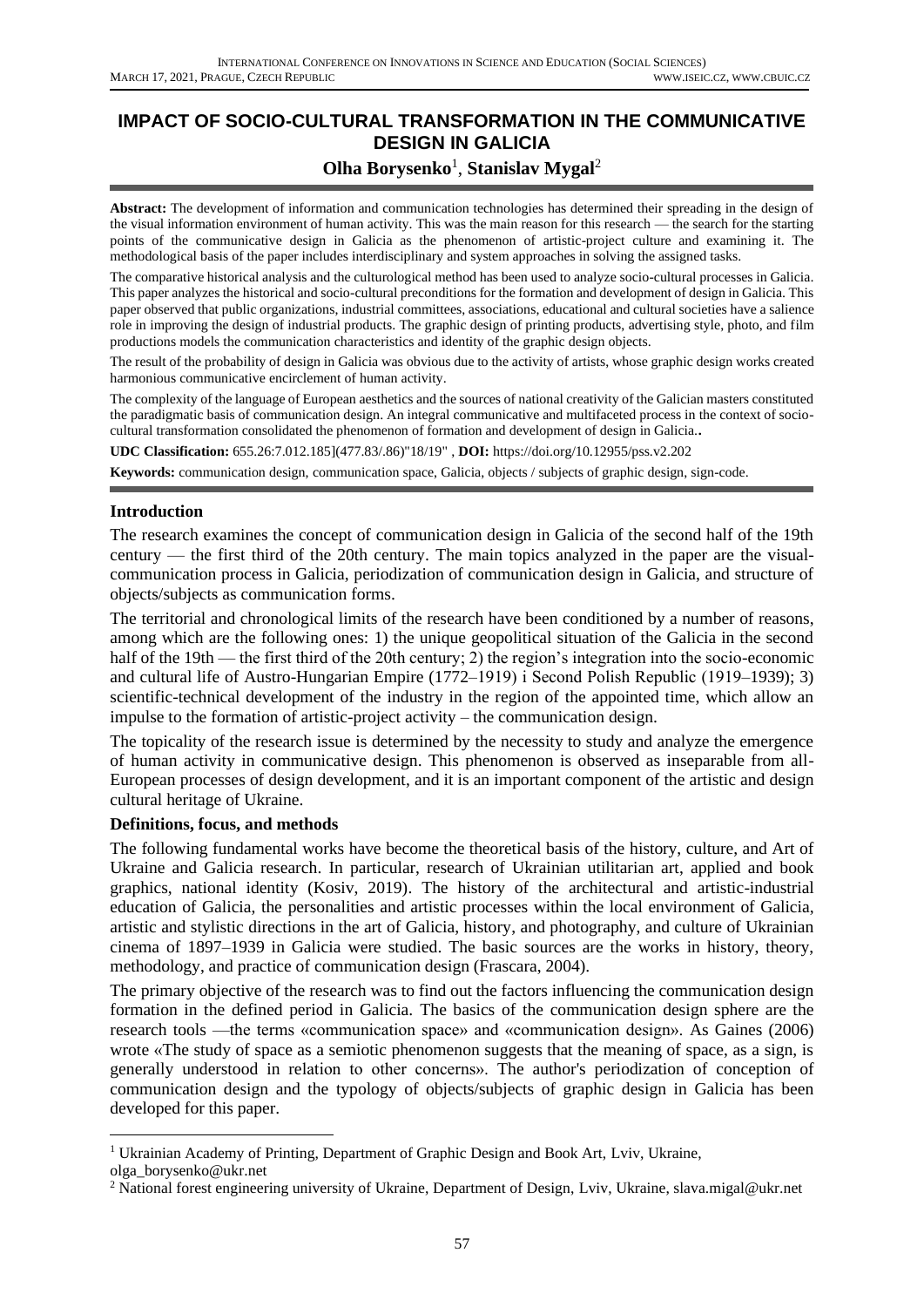# IMPACT OF SOCIO-CULTURAL TRANSFORMATION IN THE COMMUNICATIVE DESIGN IN GALICIA

**Olha Borysenko**[1], **Stanislav Mygal**[2]

**Abstract:** The development of information and communication technologies has determined their spreading in the design of the visual information environment of human activity. This was the main reason for this research — the search for the starting points of the communicative design in Galicia as the phenomenon of artistic-project culture and examining it. The methodological basis of the paper includes interdisciplinary and system approaches in solving the assigned tasks.

The comparative historical analysis and the culturological method has been used to analyze socio-cultural processes in Galicia. This paper analyzes the historical and socio-cultural preconditions for the formation and development of design in Galicia. This paper observed that public organizations, industrial committees, associations, educational and cultural societies have a salience role in improving the design of industrial products. The graphic design of printing products, advertising style, photo, and film productions models the communication characteristics and identity of the graphic design objects.

The result of the probability of design in Galicia was obvious due to the activity of artists, whose graphic design works created harmonious communicative encirclement of human activity.

The complexity of the language of European aesthetics and the sources of national creativity of the Galician masters constituted the paradigmatic basis of communication design. An integral communicative and multifaceted process in the context of socio-cultural transformation consolidated the phenomenon of formation and development of design in Galicia..

**UDC Classification:** 655.26:7.012.185](477.83/.86)"18/19" , **DOI:** https://doi.org/10.12955/pss.v2.202

**Keywords:** communication design, communication space, Galicia, objects / subjects of graphic design, sign-code.

## Introduction

The research examines the concept of communication design in Galicia of the second half of the 19th century — the first third of the 20th century. The main topics analyzed in the paper are the visual-communication process in Galicia, periodization of communication design in Galicia, and structure of objects/subjects as communication forms.

The territorial and chronological limits of the research have been conditioned by a number of reasons, among which are the following ones: 1) the unique geopolitical situation of the Galicia in the second half of the 19th — the first third of the 20th century; 2) the region's integration into the socio-economic and cultural life of Austro-Hungarian Empire (1772–1919) i Second Polish Republic (1919–1939); 3) scientific-technical development of the industry in the region of the appointed time, which allow an impulse to the formation of artistic-project activity – the communication design.

The topicality of the research issue is determined by the necessity to study and analyze the emergence of human activity in communicative design. This phenomenon is observed as inseparable from all-European processes of design development, and it is an important component of the artistic and design cultural heritage of Ukraine.

## Definitions, focus, and methods

The following fundamental works have become the theoretical basis of the history, culture, and Art of Ukraine and Galicia research. In particular, research of Ukrainian utilitarian art, applied and book graphics, national identity (Kosiv, 2019). The history of the architectural and artistic-industrial education of Galicia, the personalities and artistic processes within the local environment of Galicia, artistic and stylistic directions in the art of Galicia, history, and photography, and culture of Ukrainian cinema of 1897–1939 in Galicia were studied. The basic sources are the works in history, theory, methodology, and practice of communication design (Frascara, 2004).

The primary objective of the research was to find out the factors influencing the communication design formation in the defined period in Galicia. The basics of the communication design sphere are the research tools —the terms «communication space» and «communication design». As Gaines (2006) wrote «The study of space as a semiotic phenomenon suggests that the meaning of space, as a sign, is generally understood in relation to other concerns». The author's periodization of conception of communication design and the typology of objects/subjects of graphic design in Galicia has been developed for this paper.

---

[1] Ukrainian Academy of Printing, Department of Graphic Design and Book Art, Lviv, Ukraine, olga_borysenko@ukr.net

[2] National forest engineering university of Ukraine, Department of Design, Lviv, Ukraine, slava.migal@ukr.net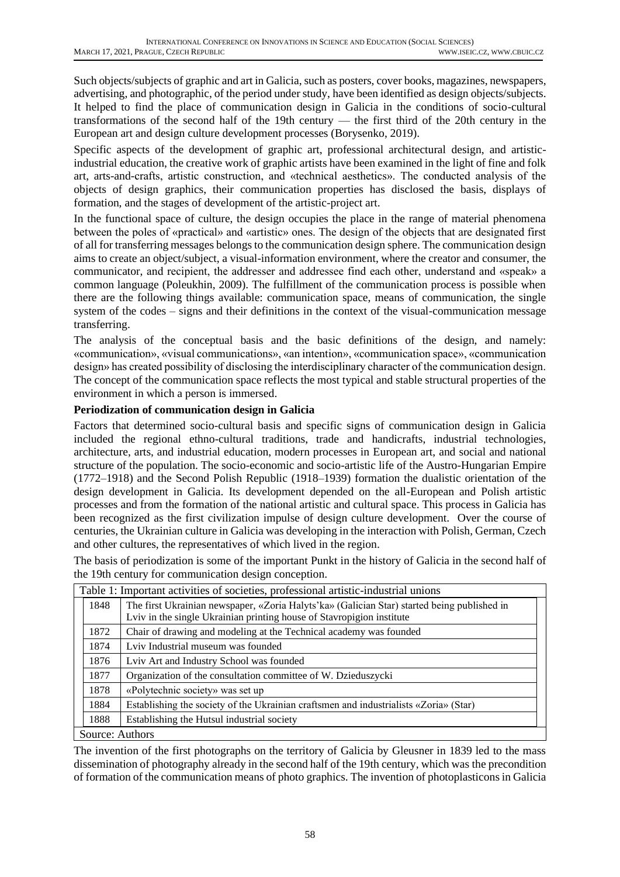Such objects/subjects of graphic and art in Galicia, such as posters, cover books, magazines, newspapers, advertising, and photographic, of the period under study, have been identified as design objects/subjects. It helped to find the place of communication design in Galicia in the conditions of socio-cultural transformations of the second half of the 19th century — the first third of the 20th century in the European art and design culture development processes (Borysenko, 2019).

Specific aspects of the development of graphic art, professional architectural design, and artistic-industrial education, the creative work of graphic artists have been examined in the light of fine and folk art, arts-and-crafts, artistic construction, and «technical aesthetics». The conducted analysis of the objects of design graphics, their communication properties has disclosed the basis, displays of formation, and the stages of development of the artistic-project art.

In the functional space of culture, the design occupies the place in the range of material phenomena between the poles of «practical» and «artistic» ones. The design of the objects that are designated first of all for transferring messages belongs to the communication design sphere. The communication design aims to create an object/subject, a visual-information environment, where the creator and consumer, the communicator, and recipient, the addresser and addressee find each other, understand and «speak» a common language (Poleukhin, 2009). The fulfillment of the communication process is possible when there are the following things available: communication space, means of communication, the single system of the codes – signs and their definitions in the context of the visual-communication message transferring.

The analysis of the conceptual basis and the basic definitions of the design, and namely: «communication», «visual communications», «an intention», «communication space», «communication design» has created possibility of disclosing the interdisciplinary character of the communication design. The concept of the communication space reflects the most typical and stable structural properties of the environment in which a person is immersed.

**Periodization of communication design in Galicia**

Factors that determined socio-cultural basis and specific signs of communication design in Galicia included the regional ethno-cultural traditions, trade and handicrafts, industrial technologies, architecture, arts, and industrial education, modern processes in European art, and social and national structure of the population. The socio-economic and socio-artistic life of the Austro-Hungarian Empire (1772–1918) and the Second Polish Republic (1918–1939) formation the dualistic orientation of the design development in Galicia. Its development depended on the all-European and Polish artistic processes and from the formation of the national artistic and cultural space. This process in Galicia has been recognized as the first civilization impulse of design culture development. Over the course of centuries, the Ukrainian culture in Galicia was developing in the interaction with Polish, German, Czech and other cultures, the representatives of which lived in the region.

The basis of periodization is some of the important Punkt in the history of Galicia in the second half of the 19th century for communication design conception.

Table 1: Important activities of societies, professional artistic-industrial unions

| Year | Event |
|---|---|
| 1848 | The first Ukrainian newspaper, «Zoria Halyts'ka» (Galician Star) started being published in Lviv in the single Ukrainian printing house of Stavropigion institute |
| 1872 | Chair of drawing and modeling at the Technical academy was founded |
| 1874 | Lviv Industrial museum was founded |
| 1876 | Lviv Art and Industry School was founded |
| 1877 | Organization of the consultation committee of W. Dzieduszycki |
| 1878 | «Polytechnic society» was set up |
| 1884 | Establishing the society of the Ukrainian craftsmen and industrialists «Zoria» (Star) |
| 1888 | Establishing the Hutsul industrial society |

Source: Authors

The invention of the first photographs on the territory of Galicia by Gleusner in 1839 led to the mass dissemination of photography already in the second half of the 19th century, which was the precondition of formation of the communication means of photo graphics. The invention of photoplasticons in Galicia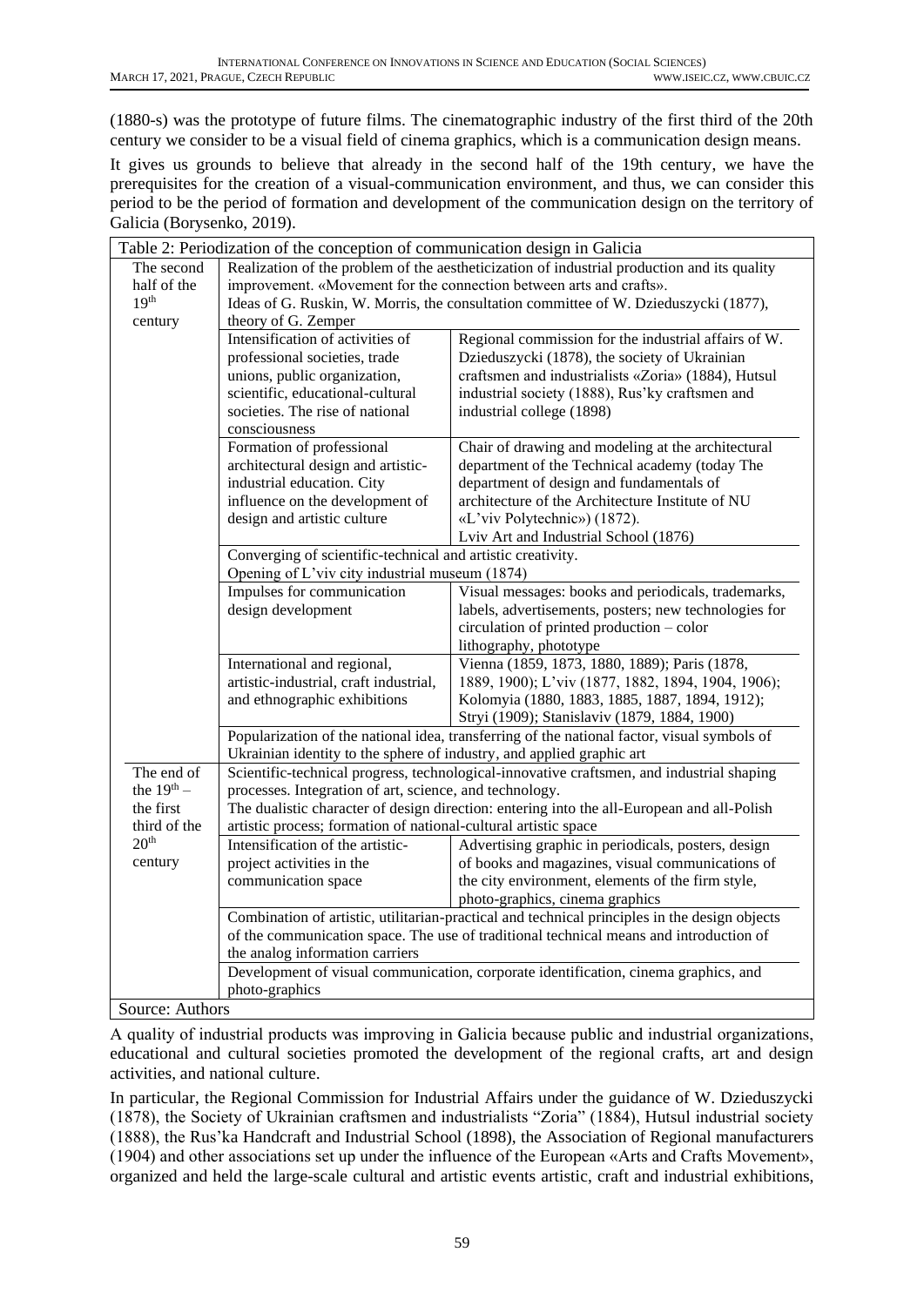(1880-s) was the prototype of future films. The cinematographic industry of the first third of the 20th century we consider to be a visual field of cinema graphics, which is a communication design means.

It gives us grounds to believe that already in the second half of the 19th century, we have the prerequisites for the creation of a visual-communication environment, and thus, we can consider this period to be the period of formation and development of the communication design on the territory of Galicia (Borysenko, 2019).

Table 2: Periodization of the conception of communication design in Galicia

| | | |
|---|---|---|
| The second half of the 19th century | Realization of the problem of the aestheticization of industrial production and its quality improvement. «Movement for the connection between arts and crafts». Ideas of G. Ruskin, W. Morris, the consultation committee of W. Dzieduszycki (1877), theory of G. Zemper | |
| | Intensification of activities of professional societies, trade unions, public organization, scientific, educational-cultural societies. The rise of national consciousness | Regional commission for the industrial affairs of W. Dzieduszycki (1878), the society of Ukrainian craftsmen and industrialists «Zoria» (1884), Hutsul industrial society (1888), Rus'ky craftsmen and industrial college (1898) |
| | Formation of professional architectural design and artistic-industrial education. City influence on the development of design and artistic culture | Chair of drawing and modeling at the architectural department of the Technical academy (today The department of design and fundamentals of architecture of the Architecture Institute of NU «L'viv Polytechnic») (1872). Lviv Art and Industrial School (1876) |
| | Converging of scientific-technical and artistic creativity. Opening of L'viv city industrial museum (1874) | |
| | Impulses for communication design development | Visual messages: books and periodicals, trademarks, labels, advertisements, posters; new technologies for circulation of printed production – color lithography, phototype |
| | International and regional, artistic-industrial, craft industrial, and ethnographic exhibitions | Vienna (1859, 1873, 1880, 1889); Paris (1878, 1889, 1900); L'viv (1877, 1882, 1894, 1904, 1906); Kolomyia (1880, 1883, 1885, 1887, 1894, 1912); Stryi (1909); Stanislaviv (1879, 1884, 1900) |
| | Popularization of the national idea, transferring of the national factor, visual symbols of Ukrainian identity to the sphere of industry, and applied graphic art | |
| The end of the 19th – the first third of the 20th century | Scientific-technical progress, technological-innovative craftsmen, and industrial shaping processes. Integration of art, science, and technology. The dualistic character of design direction: entering into the all-European and all-Polish artistic process; formation of national-cultural artistic space | |
| | Intensification of the artistic-project activities in the communication space | Advertising graphic in periodicals, posters, design of books and magazines, visual communications of the city environment, elements of the firm style, photo-graphics, cinema graphics |
| | Combination of artistic, utilitarian-practical and technical principles in the design objects of the communication space. The use of traditional technical means and introduction of the analog information carriers | |
| | Development of visual communication, corporate identification, cinema graphics, and photo-graphics | |

Source: Authors

A quality of industrial products was improving in Galicia because public and industrial organizations, educational and cultural societies promoted the development of the regional crafts, art and design activities, and national culture.

In particular, the Regional Commission for Industrial Affairs under the guidance of W. Dzieduszycki (1878), the Society of Ukrainian craftsmen and industrialists "Zoria" (1884), Hutsul industrial society (1888), the Rus'ka Handcraft and Industrial School (1898), the Association of Regional manufacturers (1904) and other associations set up under the influence of the European «Arts and Crafts Movement», organized and held the large-scale cultural and artistic events artistic, craft and industrial exhibitions,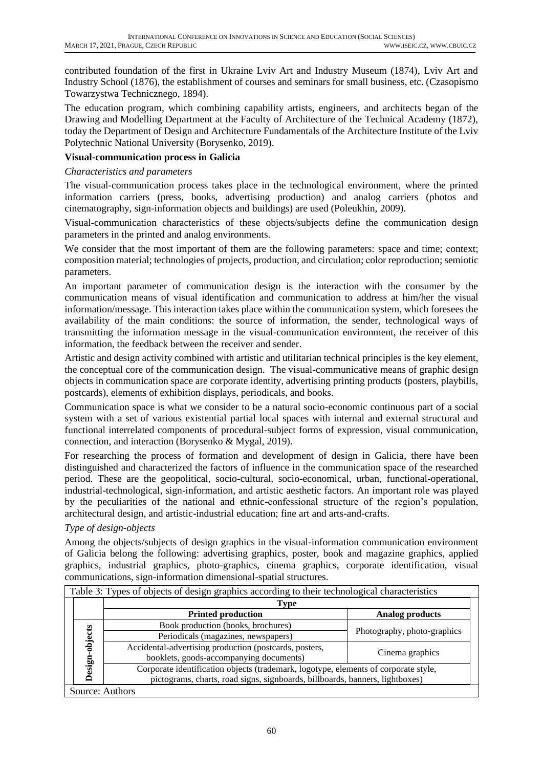contributed foundation of the first in Ukraine Lviv Art and Industry Museum (1874), Lviv Art and Industry School (1876), the establishment of courses and seminars for small business, etc. (Czasopismo Towarzystwa Technicznego, 1894).

The education program, which combining capability artists, engineers, and architects began of the Drawing and Modelling Department at the Faculty of Architecture of the Technical Academy (1872), today the Department of Design and Architecture Fundamentals of the Architecture Institute of the Lviv Polytechnic National University (Borysenko, 2019).

**Visual-communication process in Galicia**

*Characteristics and parameters*

The visual-communication process takes place in the technological environment, where the printed information carriers (press, books, advertising production) and analog carriers (photos and cinematography, sign-information objects and buildings) are used (Poleukhin, 2009).

Visual-communication characteristics of these objects/subjects define the communication design parameters in the printed and analog environments.

We consider that the most important of them are the following parameters: space and time; context; composition material; technologies of projects, production, and circulation; color reproduction; semiotic parameters.

An important parameter of communication design is the interaction with the consumer by the communication means of visual identification and communication to address at him/her the visual information/message. This interaction takes place within the communication system, which foresees the availability of the main conditions: the source of information, the sender, technological ways of transmitting the information message in the visual-communication environment, the receiver of this information, the feedback between the receiver and sender.

Artistic and design activity combined with artistic and utilitarian technical principles is the key element, the conceptual core of the communication design. The visual-communicative means of graphic design objects in communication space are corporate identity, advertising printing products (posters, playbills, postcards), elements of exhibition displays, periodicals, and books.

Communication space is what we consider to be a natural socio-economic continuous part of a social system with a set of various existential partial local spaces with internal and external structural and functional interrelated components of procedural-subject forms of expression, visual communication, connection, and interaction (Borysenko & Mygal, 2019).

For researching the process of formation and development of design in Galicia, there have been distinguished and characterized the factors of influence in the communication space of the researched period. These are the geopolitical, socio-cultural, socio-economical, urban, functional-operational, industrial-technological, sign-information, and artistic aesthetic factors. An important role was played by the peculiarities of the national and ethnic-confessional structure of the region's population, architectural design, and artistic-industrial education; fine art and arts-and-crafts.

*Type of design-objects*

Among the objects/subjects of design graphics in the visual-information communication environment of Galicia belong the following: advertising graphics, poster, book and magazine graphics, applied graphics, industrial graphics, photo-graphics, cinema graphics, corporate identification, visual communications, sign-information dimensional-spatial structures.

Table 3: Types of objects of design graphics according to their technological characteristics

| | Type | |
|---|---|---|
| | **Printed production** | **Analog products** |
| Design-objects | Book production (books, brochures) | Photography, photo-graphics |
| | Periodicals (magazines, newspapers) | |
| | Accidental-advertising production (postcards, posters, booklets, goods-accompanying documents) | Cinema graphics |
| | Corporate identification objects (trademark, logotype, elements of corporate style, pictograms, charts, road signs, signboards, billboards, banners, lightboxes) | |

Source: Authors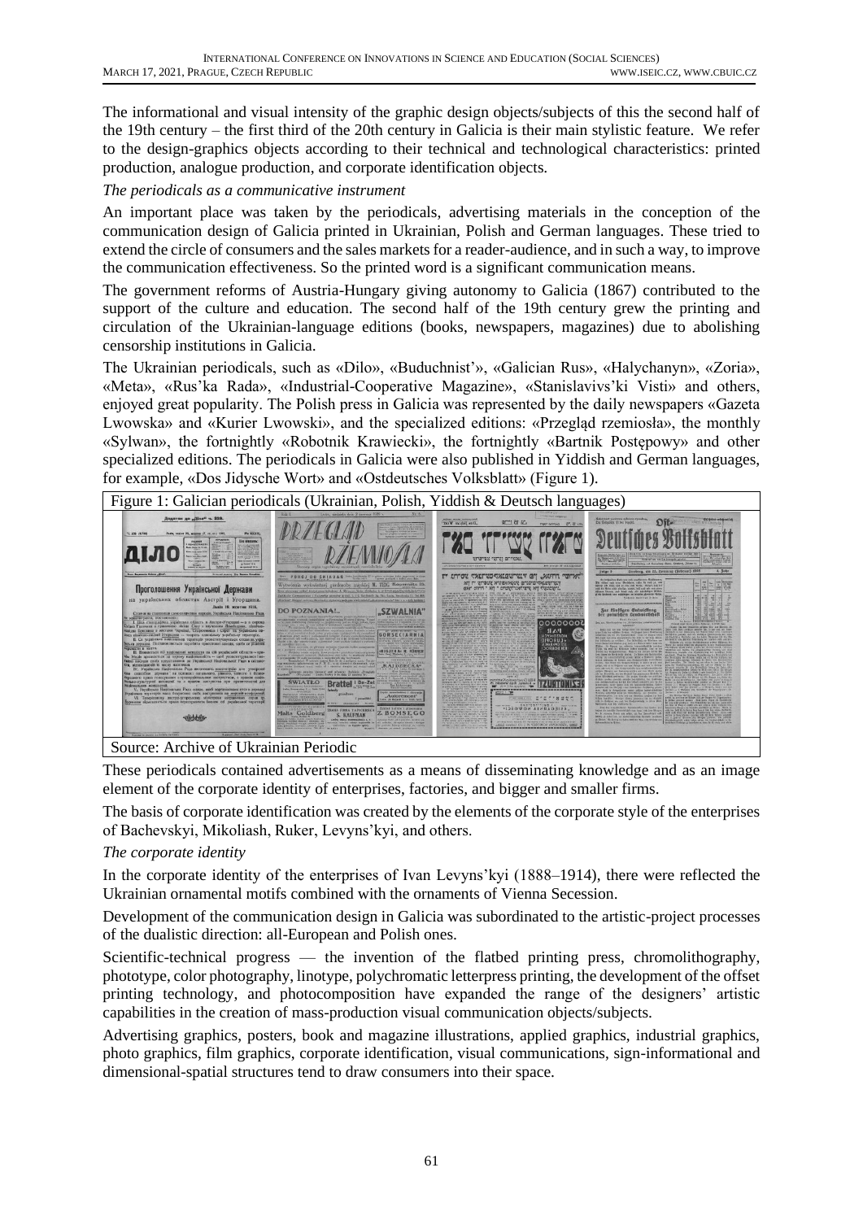The informational and visual intensity of the graphic design objects/subjects of this the second half of the 19th century – the first third of the 20th century in Galicia is their main stylistic feature. We refer to the design-graphics objects according to their technical and technological characteristics: printed production, analogue production, and corporate identification objects.

*The periodicals as a communicative instrument*

An important place was taken by the periodicals, advertising materials in the conception of the communication design of Galicia printed in Ukrainian, Polish and German languages. These tried to extend the circle of consumers and the sales markets for a reader-audience, and in such a way, to improve the communication effectiveness. So the printed word is a significant communication means.

The government reforms of Austria-Hungary giving autonomy to Galicia (1867) contributed to the support of the culture and education. The second half of the 19th century grew the printing and circulation of the Ukrainian-language editions (books, newspapers, magazines) due to abolishing censorship institutions in Galicia.

The Ukrainian periodicals, such as «Dilo», «Buduchnist'», «Galician Rus», «Halychanyn», «Zoria», «Meta», «Rus'ka Rada», «Industrial-Cooperative Magazine», «Stanislavivs'ki Visti» and others, enjoyed great popularity. The Polish press in Galicia was represented by the daily newspapers «Gazeta Lwowska» and «Kurier Lwowski», and the specialized editions: «Przegląd rzemiosła», the monthly «Sylwan», the fortnightly «Robotnik Krawiecki», the fortnightly «Bartnik Postępowy» and other specialized editions. The periodicals in Galicia were also published in Yiddish and German languages, for example, «Dos Jidysche Wort» and «Ostdeutsches Volksblatt» (Figure 1).

Figure 1: Galician periodicals (Ukrainian, Polish, Yiddish & Deutsch languages)

Source: Archive of Ukrainian Periodic

These periodicals contained advertisements as a means of disseminating knowledge and as an image element of the corporate identity of enterprises, factories, and bigger and smaller firms.

The basis of corporate identification was created by the elements of the corporate style of the enterprises of Bachevskyi, Mikoliash, Ruker, Levyns'kyi, and others.

*The corporate identity*

In the corporate identity of the enterprises of Ivan Levyns'kyi (1888–1914), there were reflected the Ukrainian ornamental motifs combined with the ornaments of Vienna Secession.

Development of the communication design in Galicia was subordinated to the artistic-project processes of the dualistic direction: all-European and Polish ones.

Scientific-technical progress — the invention of the flatbed printing press, chromolithography, phototype, color photography, linotype, polychromatic letterpress printing, the development of the offset printing technology, and photocomposition have expanded the range of the designers' artistic capabilities in the creation of mass-production visual communication objects/subjects.

Advertising graphics, posters, book and magazine illustrations, applied graphics, industrial graphics, photo graphics, film graphics, corporate identification, visual communications, sign-informational and dimensional-spatial structures tend to draw consumers into their space.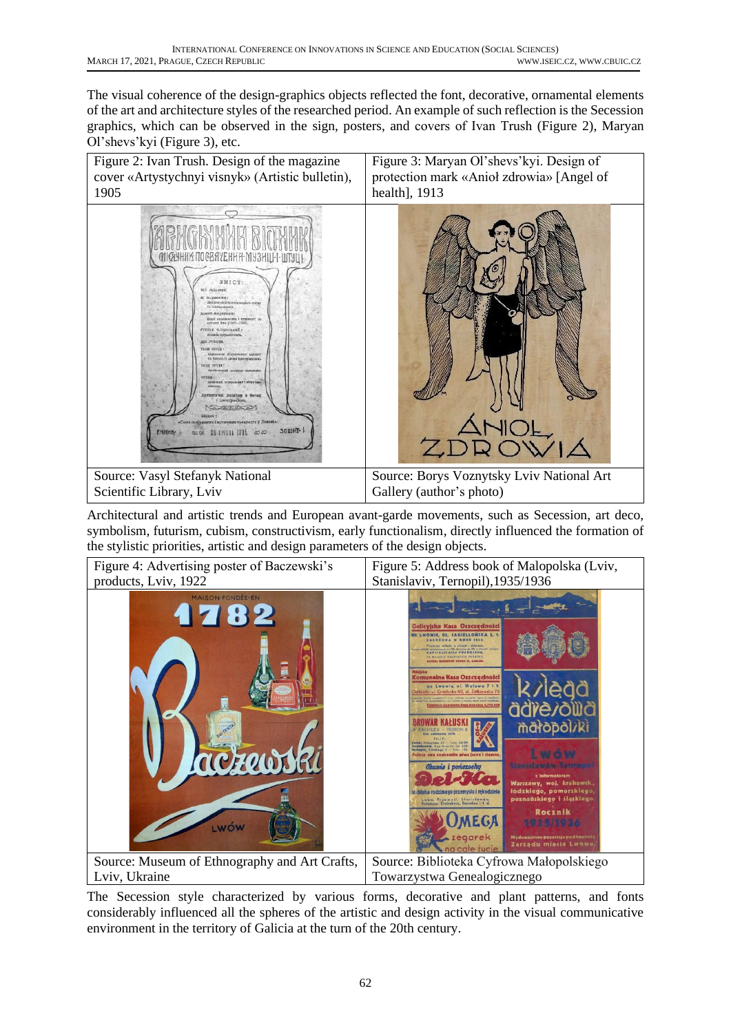The visual coherence of the design-graphics objects reflected the font, decorative, ornamental elements of the art and architecture styles of the researched period. An example of such reflection is the Secession graphics, which can be observed in the sign, posters, and covers of Ivan Trush (Figure 2), Maryan Ol'shevs'kyi (Figure 3), etc.

| Figure 2: Ivan Trush. Design of the magazine cover «Artystychnyi visnyk» (Artistic bulletin), 1905 | Figure 3: Maryan Ol'shevs'kyi. Design of protection mark «Anioł zdrowia» [Angel of health], 1913 |
| --- | --- |
| | |
| Source: Vasyl Stefanyk National Scientific Library, Lviv | Source: Borys Voznytsky Lviv National Art Gallery (author's photo) |

Architectural and artistic trends and European avant-garde movements, such as Secession, art deco, symbolism, futurism, cubism, constructivism, early functionalism, directly influenced the formation of the stylistic priorities, artistic and design parameters of the design objects.

| Figure 4: Advertising poster of Baczewski's products, Lviv, 1922 | Figure 5: Address book of Malopolska (Lviv, Stanislaviv, Ternopil),1935/1936 |
| --- | --- |
| | |
| Source: Museum of Ethnography and Art Crafts, Lviv, Ukraine | Source: Biblioteka Cyfrowa Małopolskiego Towarzystwa Genealogicznego |

The Secession style characterized by various forms, decorative and plant patterns, and fonts considerably influenced all the spheres of the artistic and design activity in the visual communicative environment in the territory of Galicia at the turn of the 20th century.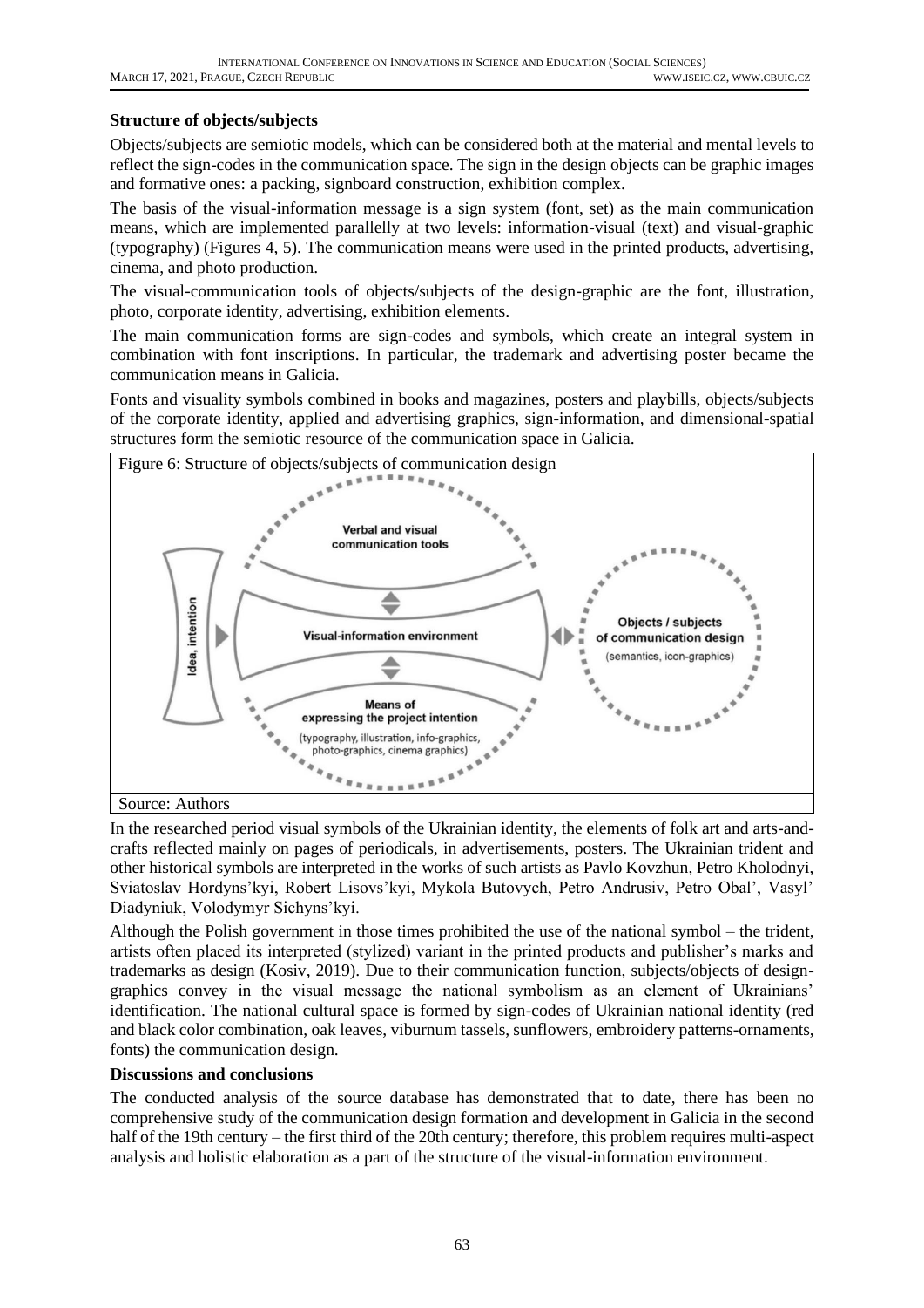**Structure of objects/subjects**

Objects/subjects are semiotic models, which can be considered both at the material and mental levels to reflect the sign-codes in the communication space. The sign in the design objects can be graphic images and formative ones: a packing, signboard construction, exhibition complex.

The basis of the visual-information message is a sign system (font, set) as the main communication means, which are implemented parallelly at two levels: information-visual (text) and visual-graphic (typography) (Figures 4, 5). The communication means were used in the printed products, advertising, cinema, and photo production.

The visual-communication tools of objects/subjects of the design-graphic are the font, illustration, photo, corporate identity, advertising, exhibition elements.

The main communication forms are sign-codes and symbols, which create an integral system in combination with font inscriptions. In particular, the trademark and advertising poster became the communication means in Galicia.

Fonts and visuality symbols combined in books and magazines, posters and playbills, objects/subjects of the corporate identity, applied and advertising graphics, sign-information, and dimensional-spatial structures form the semiotic resource of the communication space in Galicia.

Figure 6: Structure of objects/subjects of communication design

Idea, intention

Verbal and visual communication tools

Visual-information environment

Means of expressing the project intention (typography, illustration, info-graphics, photo-graphics, cinema graphics)

Objects / subjects of communication design (semantics, icon-graphics)

Source: Authors

In the researched period visual symbols of the Ukrainian identity, the elements of folk art and arts-and-crafts reflected mainly on pages of periodicals, in advertisements, posters. The Ukrainian trident and other historical symbols are interpreted in the works of such artists as Pavlo Kovzhun, Petro Kholodnyi, Sviatoslav Hordyns'kyi, Robert Lisovs'kyi, Mykola Butovych, Petro Andrusiv, Petro Obal', Vasyl' Diadyniuk, Volodymyr Sichyns'kyi.

Although the Polish government in those times prohibited the use of the national symbol – the trident, artists often placed its interpreted (stylized) variant in the printed products and publisher's marks and trademarks as design (Kosiv, 2019). Due to their communication function, subjects/objects of design-graphics convey in the visual message the national symbolism as an element of Ukrainians' identification. The national cultural space is formed by sign-codes of Ukrainian national identity (red and black color combination, oak leaves, viburnum tassels, sunflowers, embroidery patterns-ornaments, fonts) the communication design.

**Discussions and conclusions**

The conducted analysis of the source database has demonstrated that to date, there has been no comprehensive study of the communication design formation and development in Galicia in the second half of the 19th century – the first third of the 20th century; therefore, this problem requires multi-aspect analysis and holistic elaboration as a part of the structure of the visual-information environment.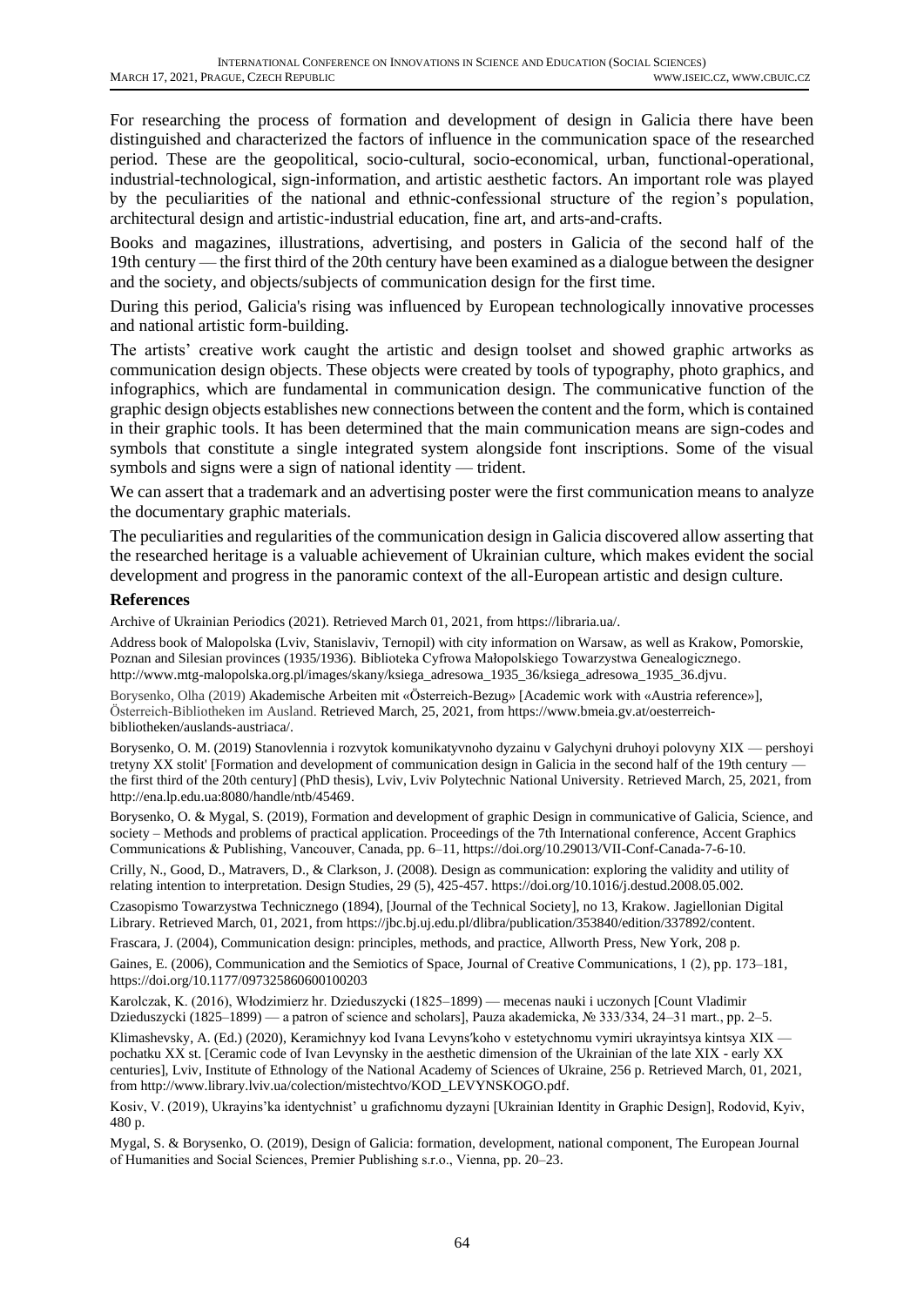For researching the process of formation and development of design in Galicia there have been distinguished and characterized the factors of influence in the communication space of the researched period. These are the geopolitical, socio-cultural, socio-economical, urban, functional-operational, industrial-technological, sign-information, and artistic aesthetic factors. An important role was played by the peculiarities of the national and ethnic-confessional structure of the region's population, architectural design and artistic-industrial education, fine art, and arts-and-crafts.

Books and magazines, illustrations, advertising, and posters in Galicia of the second half of the 19th century — the first third of the 20th century have been examined as a dialogue between the designer and the society, and objects/subjects of communication design for the first time.

During this period, Galicia's rising was influenced by European technologically innovative processes and national artistic form-building.

The artists' creative work caught the artistic and design toolset and showed graphic artworks as communication design objects. These objects were created by tools of typography, photo graphics, and infographics, which are fundamental in communication design. The communicative function of the graphic design objects establishes new connections between the content and the form, which is contained in their graphic tools. It has been determined that the main communication means are sign-codes and symbols that constitute a single integrated system alongside font inscriptions. Some of the visual symbols and signs were a sign of national identity — trident.

We can assert that a trademark and an advertising poster were the first communication means to analyze the documentary graphic materials.

The peculiarities and regularities of the communication design in Galicia discovered allow asserting that the researched heritage is a valuable achievement of Ukrainian culture, which makes evident the social development and progress in the panoramic context of the all-European artistic and design culture.

## References

Archive of Ukrainian Periodics (2021). Retrieved March 01, 2021, from https://libraria.ua/.

Address book of Malopolska (Lviv, Stanislaviv, Ternopil) with city information on Warsaw, as well as Krakow, Pomorskie, Poznan and Silesian provinces (1935/1936). Biblioteka Cyfrowa Małopolskiego Towarzystwa Genealogicznego. http://www.mtg-malopolska.org.pl/images/skany/ksiega_adresowa_1935_36/ksiega_adresowa_1935_36.djvu.

Borysenko, Olha (2019) Akademische Arbeiten mit «Österreich-Bezug» [Academic work with «Austria reference»], Österreich-Bibliotheken im Ausland. Retrieved March, 25, 2021, from https://www.bmeia.gv.at/oesterreich-bibliotheken/auslands-austriaca/.

Borysenko, O. M. (2019) Stanovlennia i rozvytok komunikatyvnoho dyzainu v Galychyni druhoyi polovyny XIX — pershoyi tretyny XX stolit' [Formation and development of communication design in Galicia in the second half of the 19th century — the first third of the 20th century] (PhD thesis), Lviv, Lviv Polytechnic National University. Retrieved March, 25, 2021, from http://ena.lp.edu.ua:8080/handle/ntb/45469.

Borysenko, O. & Mygal, S. (2019), Formation and development of graphic Design in communicative of Galicia, Science, and society – Methods and problems of practical application. Proceedings of the 7th International conference, Accent Graphics Communications & Publishing, Vancouver, Canada, pp. 6–11, https://doi.org/10.29013/VII-Conf-Canada-7-6-10.

Crilly, N., Good, D., Matravers, D., & Clarkson, J. (2008). Design as communication: exploring the validity and utility of relating intention to interpretation. Design Studies, 29 (5), 425-457. https://doi.org/10.1016/j.destud.2008.05.002.

Czasopismo Towarzystwa Technicznego (1894), [Journal of the Technical Society], no 13, Krakow. Jagiellonian Digital Library. Retrieved March, 01, 2021, from https://jbc.bj.uj.edu.pl/dlibra/publication/353840/edition/337892/content.

Frascara, J. (2004), Communication design: principles, methods, and practice, Allworth Press, New York, 208 p.

Gaines, E. (2006), Communication and the Semiotics of Space, Journal of Creative Communications, 1 (2), pp. 173–181, https://doi.org/10.1177/097325860600100203

Karolczak, K. (2016), Włodzimierz hr. Dzieduszycki (1825–1899) — mecenas nauki i uczonych [Count Vladimir Dzieduszycki (1825–1899) — a patron of science and scholars], Pauza akademicka, № 333/334, 24–31 mart., pp. 2–5.

Klimashevsky, A. (Ed.) (2020), Keramichnyy kod Ivana Levyns'koho v estetychnomu vymiri ukrayintsya kintsya XIX — pochatku XX st. [Ceramic code of Ivan Levynsky in the aesthetic dimension of the Ukrainian of the late XIX - early XX centuries], Lviv, Institute of Ethnology of the National Academy of Sciences of Ukraine, 256 p. Retrieved March, 01, 2021, from http://www.library.lviv.ua/colection/mistechtvo/KOD_LEVYNSKOGO.pdf.

Kosiv, V. (2019), Ukrayins'ka identychnist' u grafichnomu dyzayni [Ukrainian Identity in Graphic Design], Rodovid, Kyiv, 480 p.

Mygal, S. & Borysenko, O. (2019), Design of Galicia: formation, development, national component, The European Journal of Humanities and Social Sciences, Premier Publishing s.r.o., Vienna, pp. 20–23.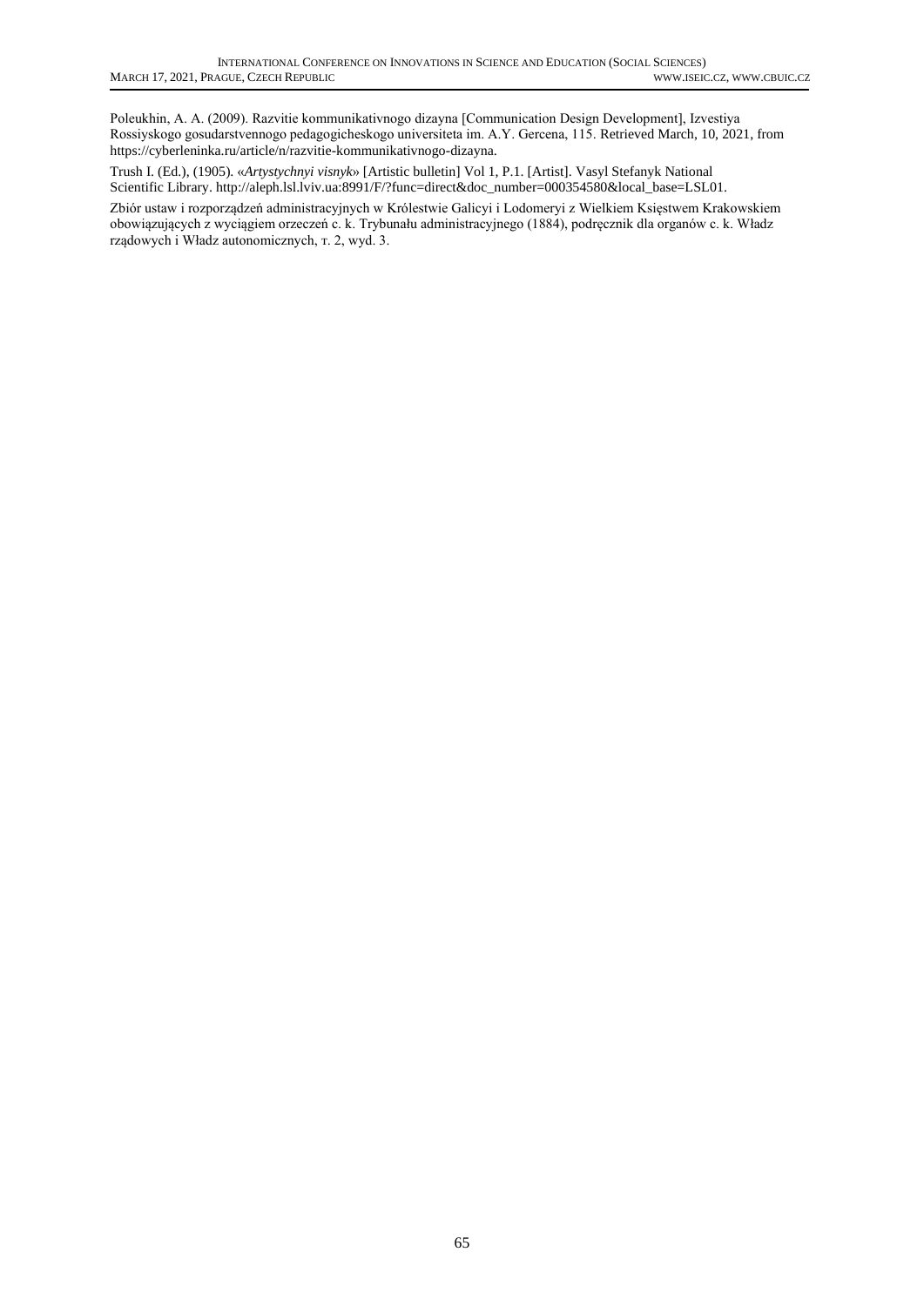Poleukhin, A. A. (2009). Razvitie kommunikativnogo dizayna [Communication Design Development], Izvestiya Rossiyskogo gosudarstvennogo pedagogicheskogo universiteta im. A.Y. Gercena, 115. Retrieved March, 10, 2021, from https://cyberleninka.ru/article/n/razvitie-kommunikativnogo-dizayna.

Trush I. (Ed.), (1905). «*Artystychnyi visnyk*» [Artistic bulletin] Vol 1, P.1. [Artist]. Vasyl Stefanyk National Scientific Library. http://aleph.lsl.lviv.ua:8991/F/?func=direct&doc_number=000354580&local_base=LSL01.

Zbiór ustaw i rozporządzeń administracyjnych w Królestwie Galicyi i Lodomeryi z Wielkiem Księstwem Krakowskiem obowiązujących z wyciągiem orzeczeń c. k. Trybunału administracyjnego (1884), podręcznik dla organów c. k. Władz rządowych i Władz autonomicznych, т. 2, wyd. 3.